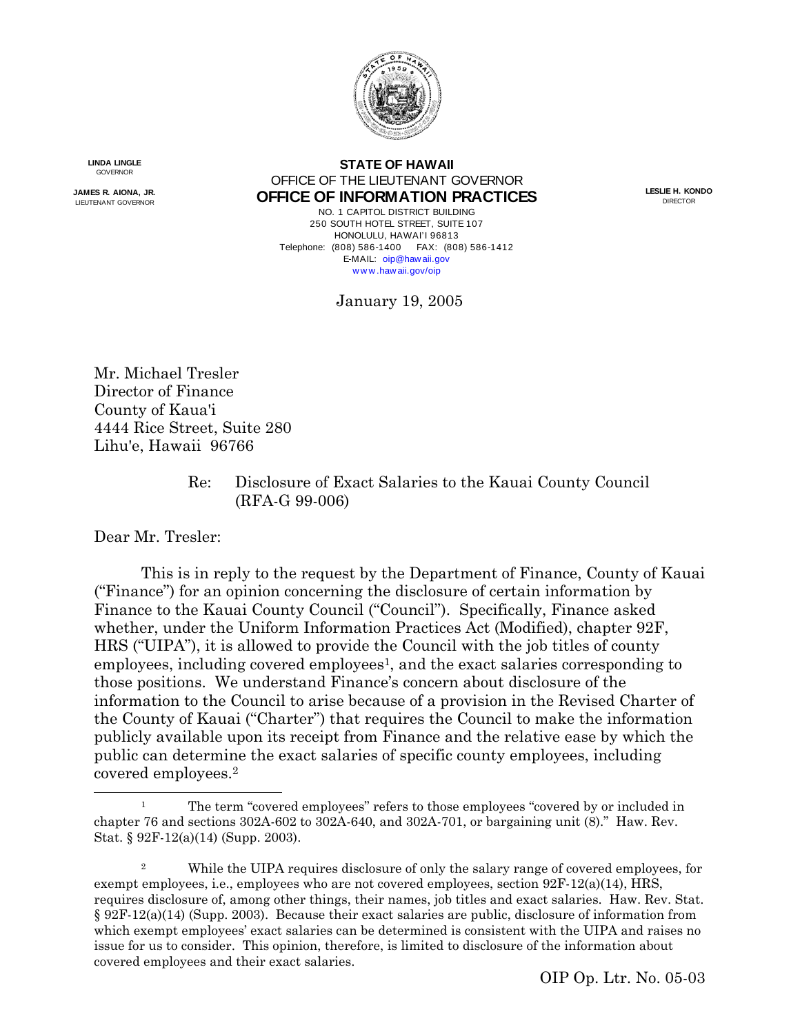LINDA LINGLE
GOVERNOR

JAMES R. AIONA, JR.
LIEUTENANT GOVERNOR

**STATE OF HAWAII**
OFFICE OF THE LIEUTENANT GOVERNOR
**OFFICE OF INFORMATION PRACTICES**
NO. 1 CAPITOL DISTRICT BUILDING
250 SOUTH HOTEL STREET, SUITE 107
HONOLULU, HAWAI'I 96813
Telephone: (808) 586-1400 FAX: (808) 586-1412
E-MAIL: oip@hawaii.gov
www.hawaii.gov/oip

LESLIE H. KONDO
DIRECTOR

January 19, 2005

Mr. Michael Tresler
Director of Finance
County of Kaua'i
4444 Rice Street, Suite 280
Lihu'e, Hawaii 96766

Re: Disclosure of Exact Salaries to the Kauai County Council (RFA-G 99-006)

Dear Mr. Tresler:

This is in reply to the request by the Department of Finance, County of Kauai ("Finance") for an opinion concerning the disclosure of certain information by Finance to the Kauai County Council ("Council"). Specifically, Finance asked whether, under the Uniform Information Practices Act (Modified), chapter 92F, HRS ("UIPA"), it is allowed to provide the Council with the job titles of county employees, including covered employees[1], and the exact salaries corresponding to those positions. We understand Finance's concern about disclosure of the information to the Council to arise because of a provision in the Revised Charter of the County of Kauai ("Charter") that requires the Council to make the information publicly available upon its receipt from Finance and the relative ease by which the public can determine the exact salaries of specific county employees, including covered employees.[2]

[1] The term "covered employees" refers to those employees "covered by or included in chapter 76 and sections 302A-602 to 302A-640, and 302A-701, or bargaining unit (8)." Haw. Rev. Stat. § 92F-12(a)(14) (Supp. 2003).

[2] While the UIPA requires disclosure of only the salary range of covered employees, for exempt employees, i.e., employees who are not covered employees, section 92F-12(a)(14), HRS, requires disclosure of, among other things, their names, job titles and exact salaries. Haw. Rev. Stat. § 92F-12(a)(14) (Supp. 2003). Because their exact salaries are public, disclosure of information from which exempt employees' exact salaries can be determined is consistent with the UIPA and raises no issue for us to consider. This opinion, therefore, is limited to disclosure of the information about covered employees and their exact salaries.

OIP Op. Ltr. No. 05-03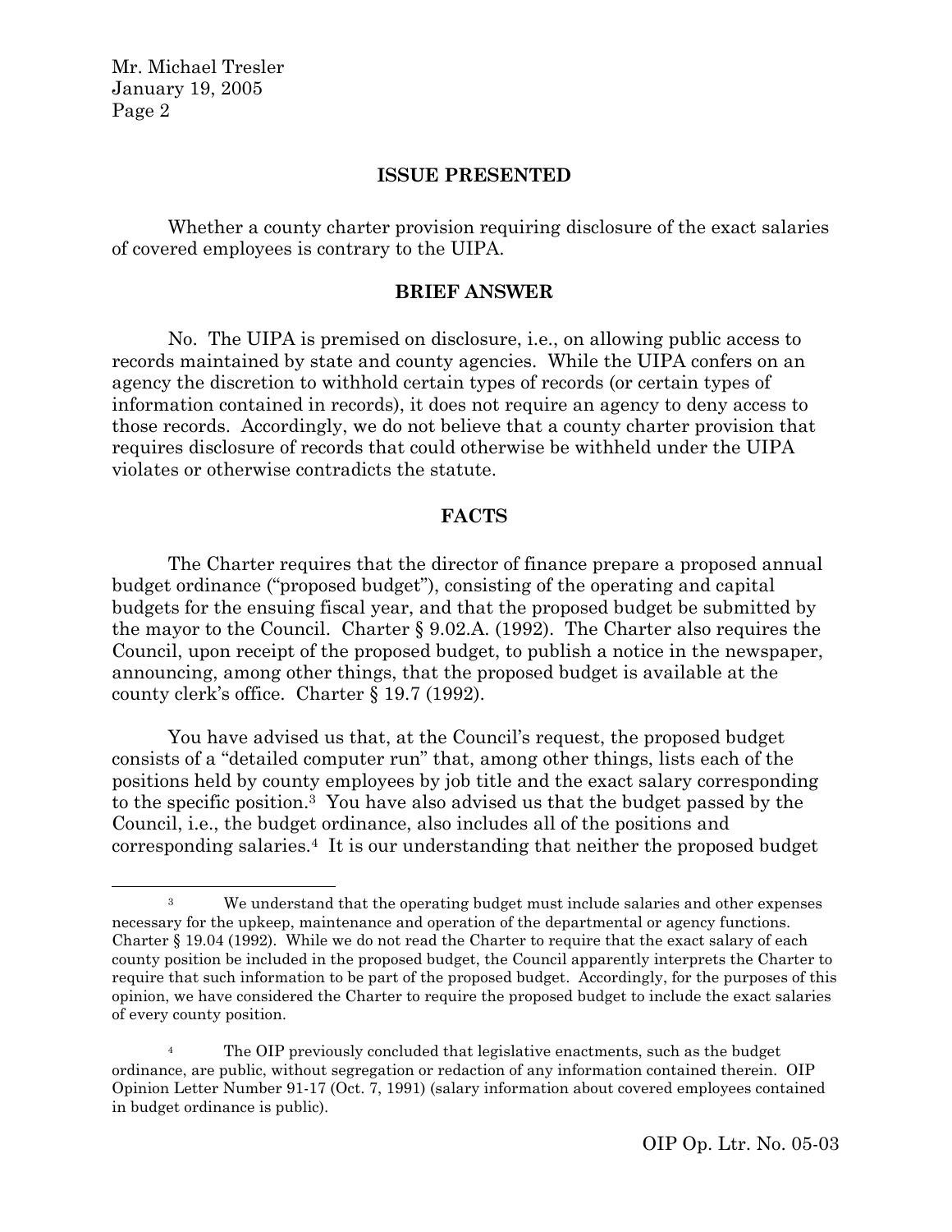## ISSUE PRESENTED

Whether a county charter provision requiring disclosure of the exact salaries of covered employees is contrary to the UIPA.

## BRIEF ANSWER

No. The UIPA is premised on disclosure, i.e., on allowing public access to records maintained by state and county agencies. While the UIPA confers on an agency the discretion to withhold certain types of records (or certain types of information contained in records), it does not require an agency to deny access to those records. Accordingly, we do not believe that a county charter provision that requires disclosure of records that could otherwise be withheld under the UIPA violates or otherwise contradicts the statute.

## FACTS

The Charter requires that the director of finance prepare a proposed annual budget ordinance ("proposed budget"), consisting of the operating and capital budgets for the ensuing fiscal year, and that the proposed budget be submitted by the mayor to the Council. Charter § 9.02.A. (1992). The Charter also requires the Council, upon receipt of the proposed budget, to publish a notice in the newspaper, announcing, among other things, that the proposed budget is available at the county clerk's office. Charter § 19.7 (1992).

You have advised us that, at the Council's request, the proposed budget consists of a "detailed computer run" that, among other things, lists each of the positions held by county employees by job title and the exact salary corresponding to the specific position.[3] You have also advised us that the budget passed by the Council, i.e., the budget ordinance, also includes all of the positions and corresponding salaries.[4] It is our understanding that neither the proposed budget

---

[3] We understand that the operating budget must include salaries and other expenses necessary for the upkeep, maintenance and operation of the departmental or agency functions. Charter § 19.04 (1992). While we do not read the Charter to require that the exact salary of each county position be included in the proposed budget, the Council apparently interprets the Charter to require that such information to be part of the proposed budget. Accordingly, for the purposes of this opinion, we have considered the Charter to require the proposed budget to include the exact salaries of every county position.

[4] The OIP previously concluded that legislative enactments, such as the budget ordinance, are public, without segregation or redaction of any information contained therein. OIP Opinion Letter Number 91-17 (Oct. 7, 1991) (salary information about covered employees contained in budget ordinance is public).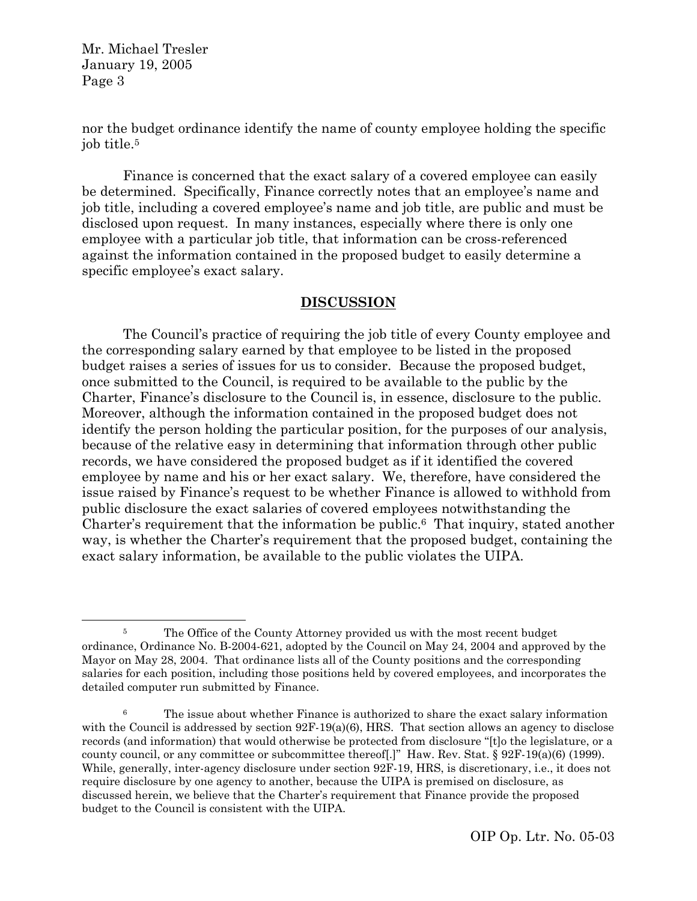nor the budget ordinance identify the name of county employee holding the specific job title.[5]

Finance is concerned that the exact salary of a covered employee can easily be determined. Specifically, Finance correctly notes that an employee's name and job title, including a covered employee's name and job title, are public and must be disclosed upon request. In many instances, especially where there is only one employee with a particular job title, that information can be cross-referenced against the information contained in the proposed budget to easily determine a specific employee's exact salary.

## DISCUSSION

The Council's practice of requiring the job title of every County employee and the corresponding salary earned by that employee to be listed in the proposed budget raises a series of issues for us to consider. Because the proposed budget, once submitted to the Council, is required to be available to the public by the Charter, Finance's disclosure to the Council is, in essence, disclosure to the public. Moreover, although the information contained in the proposed budget does not identify the person holding the particular position, for the purposes of our analysis, because of the relative easy in determining that information through other public records, we have considered the proposed budget as if it identified the covered employee by name and his or her exact salary. We, therefore, have considered the issue raised by Finance's request to be whether Finance is allowed to withhold from public disclosure the exact salaries of covered employees notwithstanding the Charter's requirement that the information be public.[6] That inquiry, stated another way, is whether the Charter's requirement that the proposed budget, containing the exact salary information, be available to the public violates the UIPA.

---

[5] The Office of the County Attorney provided us with the most recent budget ordinance, Ordinance No. B-2004-621, adopted by the Council on May 24, 2004 and approved by the Mayor on May 28, 2004. That ordinance lists all of the County positions and the corresponding salaries for each position, including those positions held by covered employees, and incorporates the detailed computer run submitted by Finance.

[6] The issue about whether Finance is authorized to share the exact salary information with the Council is addressed by section 92F-19(a)(6), HRS. That section allows an agency to disclose records (and information) that would otherwise be protected from disclosure "[t]o the legislature, or a county council, or any committee or subcommittee thereof[.]" Haw. Rev. Stat. § 92F-19(a)(6) (1999). While, generally, inter-agency disclosure under section 92F-19, HRS, is discretionary, i.e., it does not require disclosure by one agency to another, because the UIPA is premised on disclosure, as discussed herein, we believe that the Charter's requirement that Finance provide the proposed budget to the Council is consistent with the UIPA.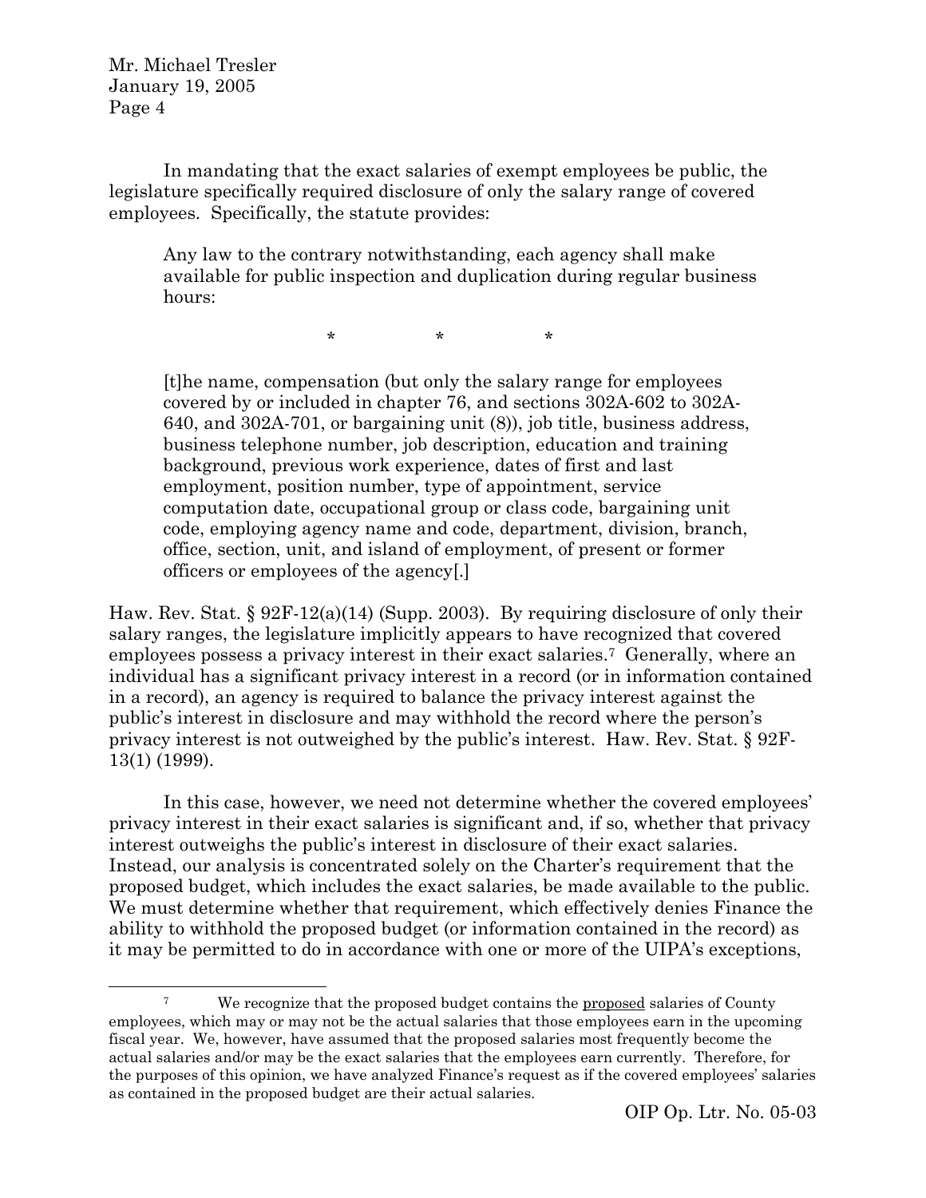In mandating that the exact salaries of exempt employees be public, the legislature specifically required disclosure of only the salary range of covered employees. Specifically, the statute provides:

> Any law to the contrary notwithstanding, each agency shall make available for public inspection and duplication during regular business hours:
>
> \*　　　\*　　　\*
>
> [t]he name, compensation (but only the salary range for employees covered by or included in chapter 76, and sections 302A-602 to 302A-640, and 302A-701, or bargaining unit (8)), job title, business address, business telephone number, job description, education and training background, previous work experience, dates of first and last employment, position number, type of appointment, service computation date, occupational group or class code, bargaining unit code, employing agency name and code, department, division, branch, office, section, unit, and island of employment, of present or former officers or employees of the agency[.]

Haw. Rev. Stat. § 92F-12(a)(14) (Supp. 2003). By requiring disclosure of only their salary ranges, the legislature implicitly appears to have recognized that covered employees possess a privacy interest in their exact salaries.[7] Generally, where an individual has a significant privacy interest in a record (or in information contained in a record), an agency is required to balance the privacy interest against the public's interest in disclosure and may withhold the record where the person's privacy interest is not outweighed by the public's interest. Haw. Rev. Stat. § 92F-13(1) (1999).

In this case, however, we need not determine whether the covered employees' privacy interest in their exact salaries is significant and, if so, whether that privacy interest outweighs the public's interest in disclosure of their exact salaries. Instead, our analysis is concentrated solely on the Charter's requirement that the proposed budget, which includes the exact salaries, be made available to the public. We must determine whether that requirement, which effectively denies Finance the ability to withhold the proposed budget (or information contained in the record) as it may be permitted to do in accordance with one or more of the UIPA's exceptions,

---

[7] We recognize that the proposed budget contains the proposed salaries of County employees, which may or may not be the actual salaries that those employees earn in the upcoming fiscal year. We, however, have assumed that the proposed salaries most frequently become the actual salaries and/or may be the exact salaries that the employees earn currently. Therefore, for the purposes of this opinion, we have analyzed Finance's request as if the covered employees' salaries as contained in the proposed budget are their actual salaries.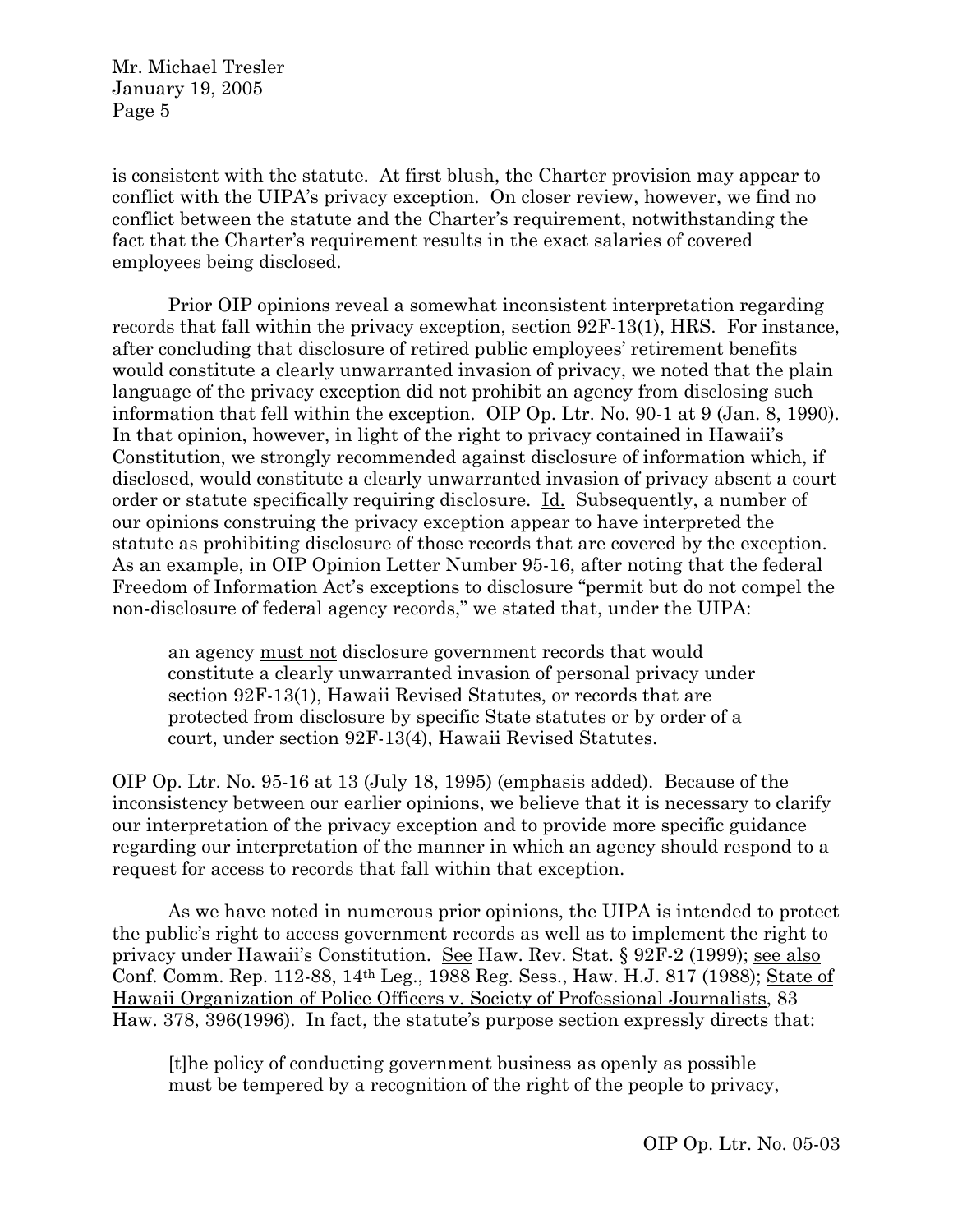is consistent with the statute. At first blush, the Charter provision may appear to conflict with the UIPA's privacy exception. On closer review, however, we find no conflict between the statute and the Charter's requirement, notwithstanding the fact that the Charter's requirement results in the exact salaries of covered employees being disclosed.

Prior OIP opinions reveal a somewhat inconsistent interpretation regarding records that fall within the privacy exception, section 92F-13(1), HRS. For instance, after concluding that disclosure of retired public employees' retirement benefits would constitute a clearly unwarranted invasion of privacy, we noted that the plain language of the privacy exception did not prohibit an agency from disclosing such information that fell within the exception. OIP Op. Ltr. No. 90-1 at 9 (Jan. 8, 1990). In that opinion, however, in light of the right to privacy contained in Hawaii's Constitution, we strongly recommended against disclosure of information which, if disclosed, would constitute a clearly unwarranted invasion of privacy absent a court order or statute specifically requiring disclosure. Id. Subsequently, a number of our opinions construing the privacy exception appear to have interpreted the statute as prohibiting disclosure of those records that are covered by the exception. As an example, in OIP Opinion Letter Number 95-16, after noting that the federal Freedom of Information Act's exceptions to disclosure "permit but do not compel the non-disclosure of federal agency records," we stated that, under the UIPA:

> an agency must not disclosure government records that would constitute a clearly unwarranted invasion of personal privacy under section 92F-13(1), Hawaii Revised Statutes, or records that are protected from disclosure by specific State statutes or by order of a court, under section 92F-13(4), Hawaii Revised Statutes.

OIP Op. Ltr. No. 95-16 at 13 (July 18, 1995) (emphasis added). Because of the inconsistency between our earlier opinions, we believe that it is necessary to clarify our interpretation of the privacy exception and to provide more specific guidance regarding our interpretation of the manner in which an agency should respond to a request for access to records that fall within that exception.

As we have noted in numerous prior opinions, the UIPA is intended to protect the public's right to access government records as well as to implement the right to privacy under Hawaii's Constitution. See Haw. Rev. Stat. § 92F-2 (1999); see also Conf. Comm. Rep. 112-88, 14th Leg., 1988 Reg. Sess., Haw. H.J. 817 (1988); State of Hawaii Organization of Police Officers v. Society of Professional Journalists, 83 Haw. 378, 396(1996). In fact, the statute's purpose section expressly directs that:

> [t]he policy of conducting government business as openly as possible must be tempered by a recognition of the right of the people to privacy,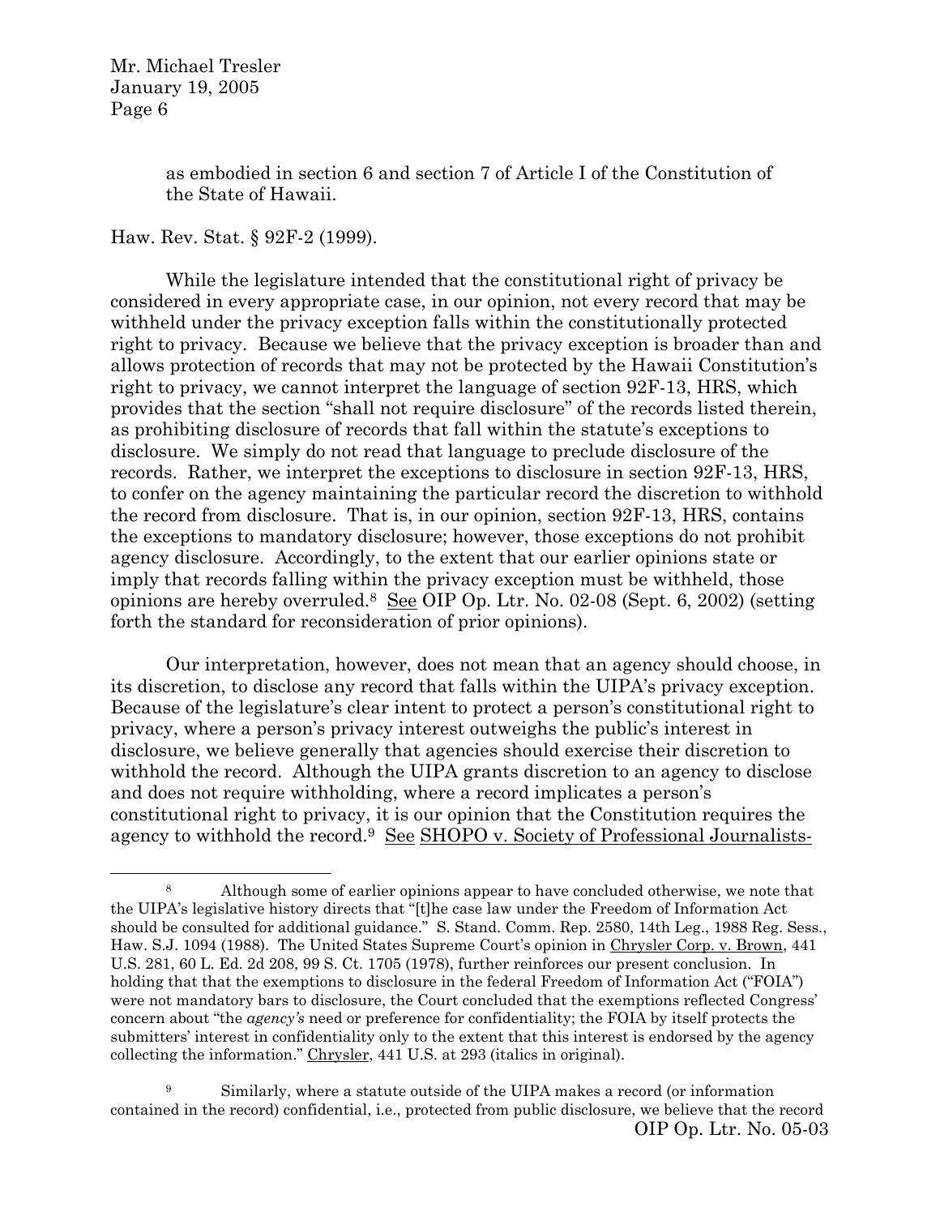as embodied in section 6 and section 7 of Article I of the Constitution of the State of Hawaii.

Haw. Rev. Stat. § 92F-2 (1999).

While the legislature intended that the constitutional right of privacy be considered in every appropriate case, in our opinion, not every record that may be withheld under the privacy exception falls within the constitutionally protected right to privacy. Because we believe that the privacy exception is broader than and allows protection of records that may not be protected by the Hawaii Constitution's right to privacy, we cannot interpret the language of section 92F-13, HRS, which provides that the section "shall not require disclosure" of the records listed therein, as prohibiting disclosure of records that fall within the statute's exceptions to disclosure. We simply do not read that language to preclude disclosure of the records. Rather, we interpret the exceptions to disclosure in section 92F-13, HRS, to confer on the agency maintaining the particular record the discretion to withhold the record from disclosure. That is, in our opinion, section 92F-13, HRS, contains the exceptions to mandatory disclosure; however, those exceptions do not prohibit agency disclosure. Accordingly, to the extent that our earlier opinions state or imply that records falling within the privacy exception must be withheld, those opinions are hereby overruled.[8] See OIP Op. Ltr. No. 02-08 (Sept. 6, 2002) (setting forth the standard for reconsideration of prior opinions).

Our interpretation, however, does not mean that an agency should choose, in its discretion, to disclose any record that falls within the UIPA's privacy exception. Because of the legislature's clear intent to protect a person's constitutional right to privacy, where a person's privacy interest outweighs the public's interest in disclosure, we believe generally that agencies should exercise their discretion to withhold the record. Although the UIPA grants discretion to an agency to disclose and does not require withholding, where a record implicates a person's constitutional right to privacy, it is our opinion that the Constitution requires the agency to withhold the record.[9] See SHOPO v. Society of Professional Journalists-

---

[8] Although some of earlier opinions appear to have concluded otherwise, we note that the UIPA's legislative history directs that "[t]he case law under the Freedom of Information Act should be consulted for additional guidance." S. Stand. Comm. Rep. 2580, 14th Leg., 1988 Reg. Sess., Haw. S.J. 1094 (1988). The United States Supreme Court's opinion in Chrysler Corp. v. Brown, 441 U.S. 281, 60 L. Ed. 2d 208, 99 S. Ct. 1705 (1978), further reinforces our present conclusion. In holding that that the exemptions to disclosure in the federal Freedom of Information Act ("FOIA") were not mandatory bars to disclosure, the Court concluded that the exemptions reflected Congress' concern about "the *agency's* need or preference for confidentiality; the FOIA by itself protects the submitters' interest in confidentiality only to the extent that this interest is endorsed by the agency collecting the information." Chrysler, 441 U.S. at 293 (italics in original).

[9] Similarly, where a statute outside of the UIPA makes a record (or information contained in the record) confidential, i.e., protected from public disclosure, we believe that the record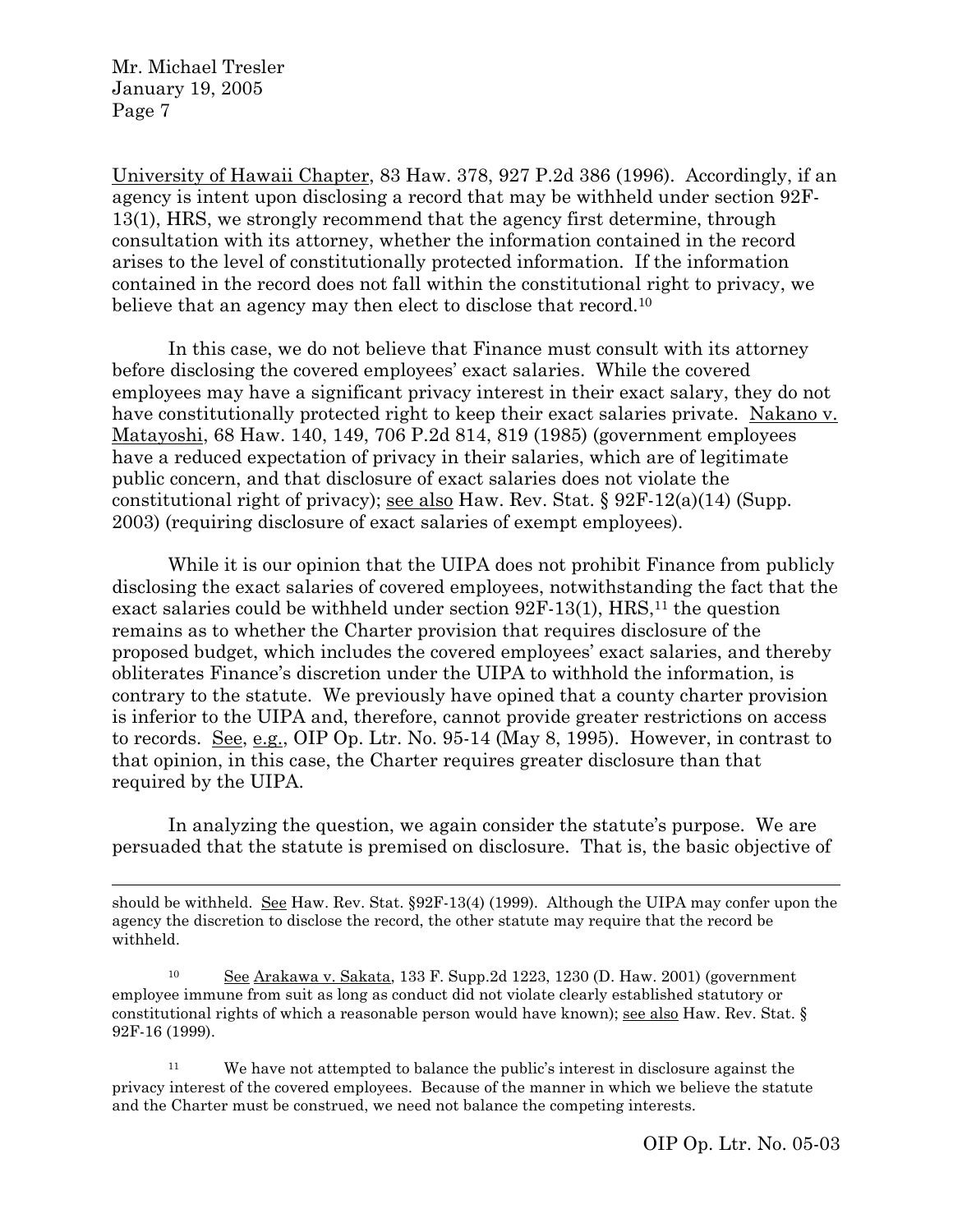University of Hawaii Chapter, 83 Haw. 378, 927 P.2d 386 (1996). Accordingly, if an agency is intent upon disclosing a record that may be withheld under section 92F-13(1), HRS, we strongly recommend that the agency first determine, through consultation with its attorney, whether the information contained in the record arises to the level of constitutionally protected information. If the information contained in the record does not fall within the constitutional right to privacy, we believe that an agency may then elect to disclose that record.[10]

In this case, we do not believe that Finance must consult with its attorney before disclosing the covered employees' exact salaries. While the covered employees may have a significant privacy interest in their exact salary, they do not have constitutionally protected right to keep their exact salaries private. Nakano v. Matayoshi, 68 Haw. 140, 149, 706 P.2d 814, 819 (1985) (government employees have a reduced expectation of privacy in their salaries, which are of legitimate public concern, and that disclosure of exact salaries does not violate the constitutional right of privacy); see also Haw. Rev. Stat. § 92F-12(a)(14) (Supp. 2003) (requiring disclosure of exact salaries of exempt employees).

While it is our opinion that the UIPA does not prohibit Finance from publicly disclosing the exact salaries of covered employees, notwithstanding the fact that the exact salaries could be withheld under section 92F-13(1), HRS,[11] the question remains as to whether the Charter provision that requires disclosure of the proposed budget, which includes the covered employees' exact salaries, and thereby obliterates Finance's discretion under the UIPA to withhold the information, is contrary to the statute. We previously have opined that a county charter provision is inferior to the UIPA and, therefore, cannot provide greater restrictions on access to records. See, e.g., OIP Op. Ltr. No. 95-14 (May 8, 1995). However, in contrast to that opinion, in this case, the Charter requires greater disclosure than that required by the UIPA.

In analyzing the question, we again consider the statute's purpose. We are persuaded that the statute is premised on disclosure. That is, the basic objective of

---

should be withheld. See Haw. Rev. Stat. §92F-13(4) (1999). Although the UIPA may confer upon the agency the discretion to disclose the record, the other statute may require that the record be withheld.

[10] See Arakawa v. Sakata, 133 F. Supp.2d 1223, 1230 (D. Haw. 2001) (government employee immune from suit as long as conduct did not violate clearly established statutory or constitutional rights of which a reasonable person would have known); see also Haw. Rev. Stat. § 92F-16 (1999).

[11] We have not attempted to balance the public's interest in disclosure against the privacy interest of the covered employees. Because of the manner in which we believe the statute and the Charter must be construed, we need not balance the competing interests.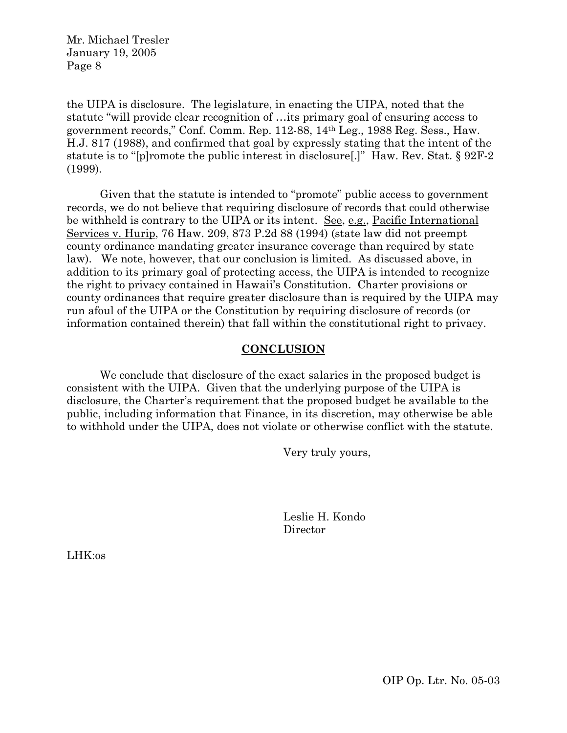the UIPA is disclosure. The legislature, in enacting the UIPA, noted that the statute "will provide clear recognition of …its primary goal of ensuring access to government records," Conf. Comm. Rep. 112-88, 14th Leg., 1988 Reg. Sess., Haw. H.J. 817 (1988), and confirmed that goal by expressly stating that the intent of the statute is to "[p]romote the public interest in disclosure[.]" Haw. Rev. Stat. § 92F-2 (1999).

Given that the statute is intended to "promote" public access to government records, we do not believe that requiring disclosure of records that could otherwise be withheld is contrary to the UIPA or its intent. See, e.g., Pacific International Services v. Hurip, 76 Haw. 209, 873 P.2d 88 (1994) (state law did not preempt county ordinance mandating greater insurance coverage than required by state law). We note, however, that our conclusion is limited. As discussed above, in addition to its primary goal of protecting access, the UIPA is intended to recognize the right to privacy contained in Hawaii's Constitution. Charter provisions or county ordinances that require greater disclosure than is required by the UIPA may run afoul of the UIPA or the Constitution by requiring disclosure of records (or information contained therein) that fall within the constitutional right to privacy.

## CONCLUSION

We conclude that disclosure of the exact salaries in the proposed budget is consistent with the UIPA. Given that the underlying purpose of the UIPA is disclosure, the Charter's requirement that the proposed budget be available to the public, including information that Finance, in its discretion, may otherwise be able to withhold under the UIPA, does not violate or otherwise conflict with the statute.

Very truly yours,

Leslie H. Kondo
Director

LHK:os

OIP Op. Ltr. No. 05-03